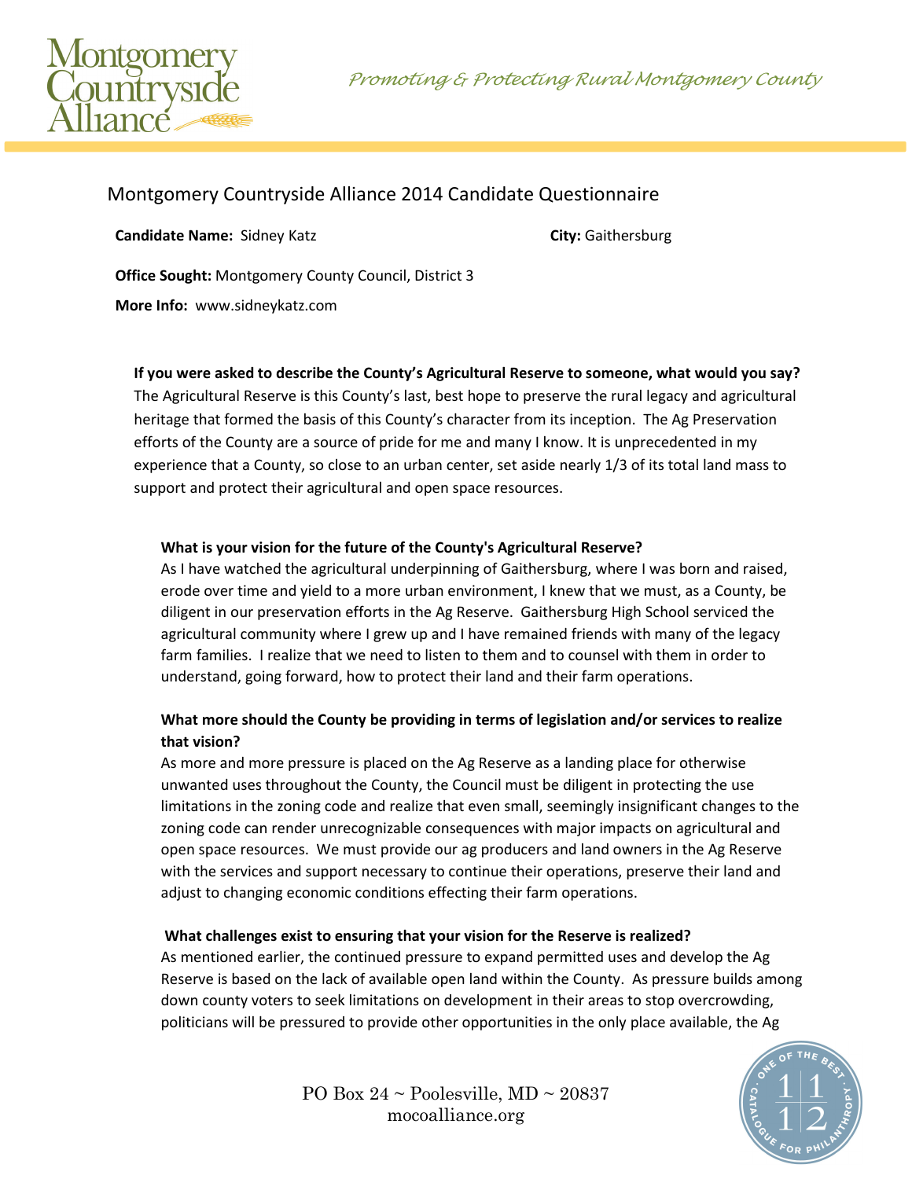# Montgomery Countryside Alliance 2014 Candidate Questionnaire

**Candidate Name:** Sidney Katz

**City:** Gaithersburg

**Office Sought:** Montgomery County Council, District 3

**More Info:** www.sidneykatz.com

**If you were asked to describe the County's Agricultural Reserve to someone, what would you say?**

The Agricultural Reserve is this County's last, best hope to preserve the rural legacy and agricultural heritage that formed the basis of this County's character from its inception. The Ag Preservation efforts of the County are a source of pride for me and many I know. It is unprecedented in my experience that a County, so close to an urban center, set aside nearly 1/3 of its total land mass to support and protect their agricultural and open space resources.

**What is your vision for the future of the County's Agricultural Reserve?**

As I have watched the agricultural underpinning of Gaithersburg, where I was born and raised, erode over time and yield to a more urban environment, I knew that we must, as a County, be diligent in our preservation efforts in the Ag Reserve. Gaithersburg High School serviced the agricultural community where I grew up and I have remained friends with many of the legacy farm families. I realize that we need to listen to them and to counsel with them in order to understand, going forward, how to protect their land and their farm operations.

**What more should the County be providing in terms of legislation and/or services to realize that vision?**

As more and more pressure is placed on the Ag Reserve as a landing place for otherwise unwanted uses throughout the County, the Council must be diligent in protecting the use limitations in the zoning code and realize that even small, seemingly insignificant changes to the zoning code can render unrecognizable consequences with major impacts on agricultural and open space resources. We must provide our ag producers and land owners in the Ag Reserve with the services and support necessary to continue their operations, preserve their land and adjust to changing economic conditions effecting their farm operations.

**What challenges exist to ensuring that your vision for the Reserve is realized?**

As mentioned earlier, the continued pressure to expand permitted uses and develop the Ag Reserve is based on the lack of available open land within the County. As pressure builds among down county voters to seek limitations on development in their areas to stop overcrowding, politicians will be pressured to provide other opportunities in the only place available, the Ag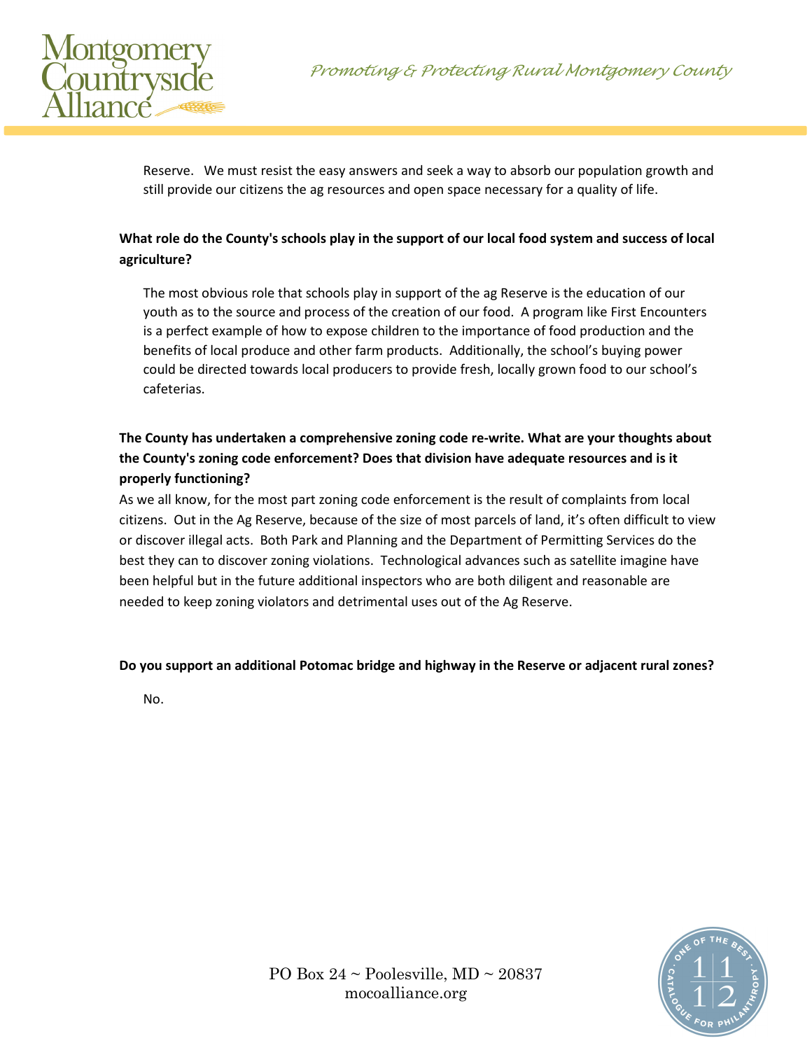Reserve. We must resist the easy answers and seek a way to absorb our population growth and still provide our citizens the ag resources and open space necessary for a quality of life.

**What role do the County's schools play in the support of our local food system and success of local agriculture?**

The most obvious role that schools play in support of the ag Reserve is the education of our youth as to the source and process of the creation of our food. A program like First Encounters is a perfect example of how to expose children to the importance of food production and the benefits of local produce and other farm products. Additionally, the school's buying power could be directed towards local producers to provide fresh, locally grown food to our school's cafeterias.

**The County has undertaken a comprehensive zoning code re-write. What are your thoughts about the County's zoning code enforcement? Does that division have adequate resources and is it properly functioning?**

As we all know, for the most part zoning code enforcement is the result of complaints from local citizens. Out in the Ag Reserve, because of the size of most parcels of land, it's often difficult to view or discover illegal acts. Both Park and Planning and the Department of Permitting Services do the best they can to discover zoning violations. Technological advances such as satellite imagine have been helpful but in the future additional inspectors who are both diligent and reasonable are needed to keep zoning violators and detrimental uses out of the Ag Reserve.

**Do you support an additional Potomac bridge and highway in the Reserve or adjacent rural zones?**

No.